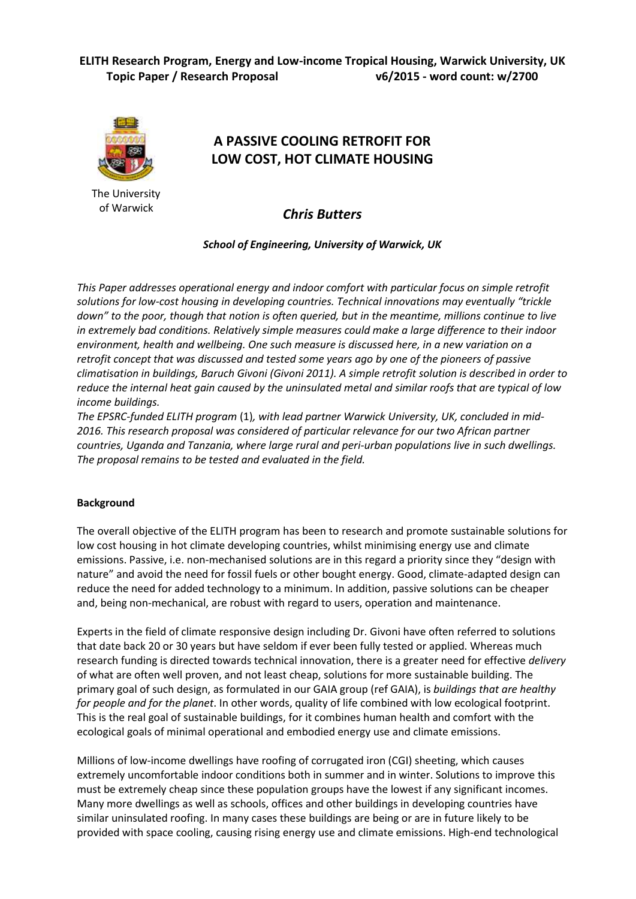**ELITH Research Program, Energy and Low-income Tropical Housing, Warwick University, UK**
**Topic Paper / Research Proposal v6/2015 - word count: w/2700**

The University of Warwick

# A PASSIVE COOLING RETROFIT FOR LOW COST, HOT CLIMATE HOUSING

## *Chris Butters*

***School of Engineering, University of Warwick, UK***

*This Paper addresses operational energy and indoor comfort with particular focus on simple retrofit solutions for low-cost housing in developing countries. Technical innovations may eventually "trickle down" to the poor, though that notion is often queried, but in the meantime, millions continue to live in extremely bad conditions. Relatively simple measures could make a large difference to their indoor environment, health and wellbeing. One such measure is discussed here, in a new variation on a retrofit concept that was discussed and tested some years ago by one of the pioneers of passive climatisation in buildings, Baruch Givoni (Givoni 2011). A simple retrofit solution is described in order to reduce the internal heat gain caused by the uninsulated metal and similar roofs that are typical of low income buildings.*

*The EPSRC-funded ELITH program* (1)*, with lead partner Warwick University, UK, concluded in mid-2016. This research proposal was considered of particular relevance for our two African partner countries, Uganda and Tanzania, where large rural and peri-urban populations live in such dwellings. The proposal remains to be tested and evaluated in the field.*

**Background**

The overall objective of the ELITH program has been to research and promote sustainable solutions for low cost housing in hot climate developing countries, whilst minimising energy use and climate emissions. Passive, i.e. non-mechanised solutions are in this regard a priority since they "design with nature" and avoid the need for fossil fuels or other bought energy. Good, climate-adapted design can reduce the need for added technology to a minimum. In addition, passive solutions can be cheaper and, being non-mechanical, are robust with regard to users, operation and maintenance.

Experts in the field of climate responsive design including Dr. Givoni have often referred to solutions that date back 20 or 30 years but have seldom if ever been fully tested or applied. Whereas much research funding is directed towards technical innovation, there is a greater need for effective *delivery* of what are often well proven, and not least cheap, solutions for more sustainable building. The primary goal of such design, as formulated in our GAIA group (ref GAIA), is *buildings that are healthy for people and for the planet*. In other words, quality of life combined with low ecological footprint. This is the real goal of sustainable buildings, for it combines human health and comfort with the ecological goals of minimal operational and embodied energy use and climate emissions.

Millions of low-income dwellings have roofing of corrugated iron (CGI) sheeting, which causes extremely uncomfortable indoor conditions both in summer and in winter. Solutions to improve this must be extremely cheap since these population groups have the lowest if any significant incomes. Many more dwellings as well as schools, offices and other buildings in developing countries have similar uninsulated roofing. In many cases these buildings are being or are in future likely to be provided with space cooling, causing rising energy use and climate emissions. High-end technological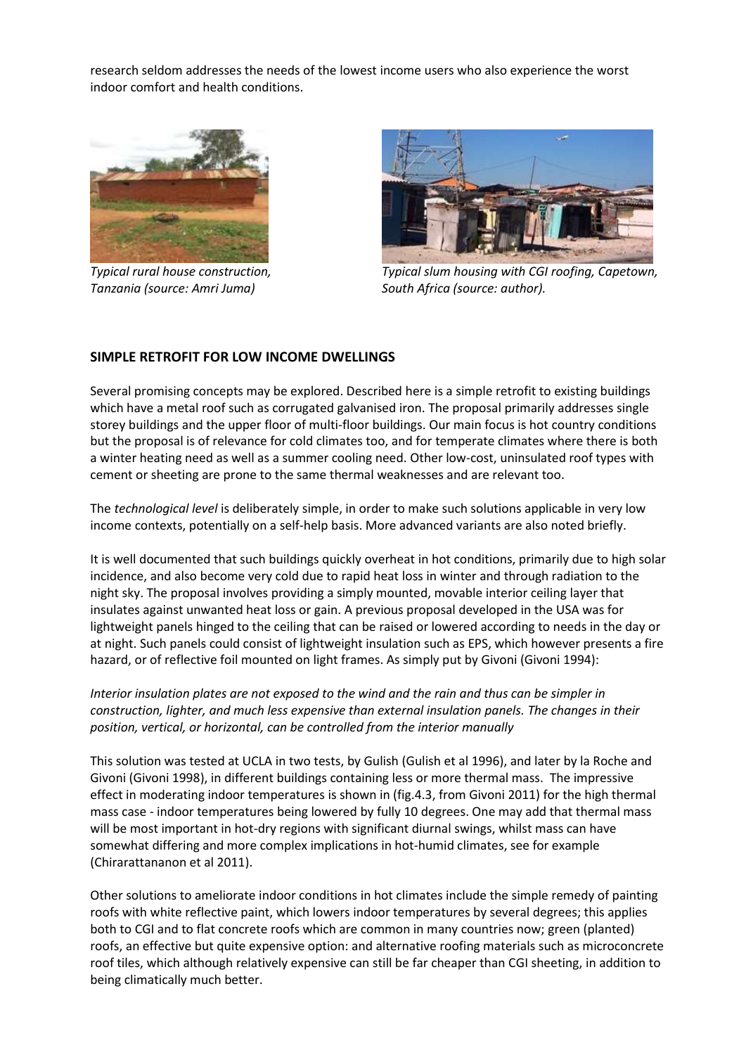research seldom addresses the needs of the lowest income users who also experience the worst indoor comfort and health conditions.

*Typical rural house construction, Tanzania (source: Amri Juma)*

*Typical slum housing with CGI roofing, Capetown, South Africa (source: author).*

**SIMPLE RETROFIT FOR LOW INCOME DWELLINGS**

Several promising concepts may be explored. Described here is a simple retrofit to existing buildings which have a metal roof such as corrugated galvanised iron. The proposal primarily addresses single storey buildings and the upper floor of multi-floor buildings. Our main focus is hot country conditions but the proposal is of relevance for cold climates too, and for temperate climates where there is both a winter heating need as well as a summer cooling need. Other low-cost, uninsulated roof types with cement or sheeting are prone to the same thermal weaknesses and are relevant too.

The *technological level* is deliberately simple, in order to make such solutions applicable in very low income contexts, potentially on a self-help basis. More advanced variants are also noted briefly.

It is well documented that such buildings quickly overheat in hot conditions, primarily due to high solar incidence, and also become very cold due to rapid heat loss in winter and through radiation to the night sky. The proposal involves providing a simply mounted, movable interior ceiling layer that insulates against unwanted heat loss or gain. A previous proposal developed in the USA was for lightweight panels hinged to the ceiling that can be raised or lowered according to needs in the day or at night. Such panels could consist of lightweight insulation such as EPS, which however presents a fire hazard, or of reflective foil mounted on light frames. As simply put by Givoni (Givoni 1994):

*Interior insulation plates are not exposed to the wind and the rain and thus can be simpler in construction, lighter, and much less expensive than external insulation panels. The changes in their position, vertical, or horizontal, can be controlled from the interior manually*

This solution was tested at UCLA in two tests, by Gulish (Gulish et al 1996), and later by la Roche and Givoni (Givoni 1998), in different buildings containing less or more thermal mass. The impressive effect in moderating indoor temperatures is shown in (fig.4.3, from Givoni 2011) for the high thermal mass case - indoor temperatures being lowered by fully 10 degrees. One may add that thermal mass will be most important in hot-dry regions with significant diurnal swings, whilst mass can have somewhat differing and more complex implications in hot-humid climates, see for example (Chirarattananon et al 2011).

Other solutions to ameliorate indoor conditions in hot climates include the simple remedy of painting roofs with white reflective paint, which lowers indoor temperatures by several degrees; this applies both to CGI and to flat concrete roofs which are common in many countries now; green (planted) roofs, an effective but quite expensive option: and alternative roofing materials such as microconcrete roof tiles, which although relatively expensive can still be far cheaper than CGI sheeting, in addition to being climatically much better.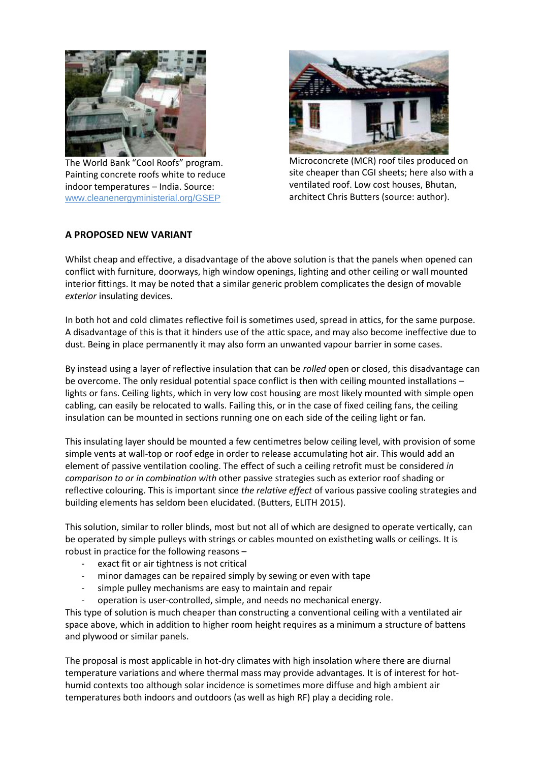The World Bank "Cool Roofs" program. Painting concrete roofs white to reduce indoor temperatures – India. Source: www.cleanenergyministerial.org/GSEP

Microconcrete (MCR) roof tiles produced on site cheaper than CGI sheets; here also with a ventilated roof. Low cost houses, Bhutan, architect Chris Butters (source: author).

## A PROPOSED NEW VARIANT

Whilst cheap and effective, a disadvantage of the above solution is that the panels when opened can conflict with furniture, doorways, high window openings, lighting and other ceiling or wall mounted interior fittings. It may be noted that a similar generic problem complicates the design of movable *exterior* insulating devices.

In both hot and cold climates reflective foil is sometimes used, spread in attics, for the same purpose. A disadvantage of this is that it hinders use of the attic space, and may also become ineffective due to dust. Being in place permanently it may also form an unwanted vapour barrier in some cases.

By instead using a layer of reflective insulation that can be *rolled* open or closed, this disadvantage can be overcome. The only residual potential space conflict is then with ceiling mounted installations – lights or fans. Ceiling lights, which in very low cost housing are most likely mounted with simple open cabling, can easily be relocated to walls. Failing this, or in the case of fixed ceiling fans, the ceiling insulation can be mounted in sections running one on each side of the ceiling light or fan.

This insulating layer should be mounted a few centimetres below ceiling level, with provision of some simple vents at wall-top or roof edge in order to release accumulating hot air. This would add an element of passive ventilation cooling. The effect of such a ceiling retrofit must be considered *in comparison to or in combination with* other passive strategies such as exterior roof shading or reflective colouring. This is important since *the relative effect* of various passive cooling strategies and building elements has seldom been elucidated. (Butters, ELITH 2015).

This solution, similar to roller blinds, most but not all of which are designed to operate vertically, can be operated by simple pulleys with strings or cables mounted on existheting walls or ceilings. It is robust in practice for the following reasons –

- exact fit or air tightness is not critical
- minor damages can be repaired simply by sewing or even with tape
- simple pulley mechanisms are easy to maintain and repair
- operation is user-controlled, simple, and needs no mechanical energy.

This type of solution is much cheaper than constructing a conventional ceiling with a ventilated air space above, which in addition to higher room height requires as a minimum a structure of battens and plywood or similar panels.

The proposal is most applicable in hot-dry climates with high insolation where there are diurnal temperature variations and where thermal mass may provide advantages. It is of interest for hot-humid contexts too although solar incidence is sometimes more diffuse and high ambient air temperatures both indoors and outdoors (as well as high RF) play a deciding role.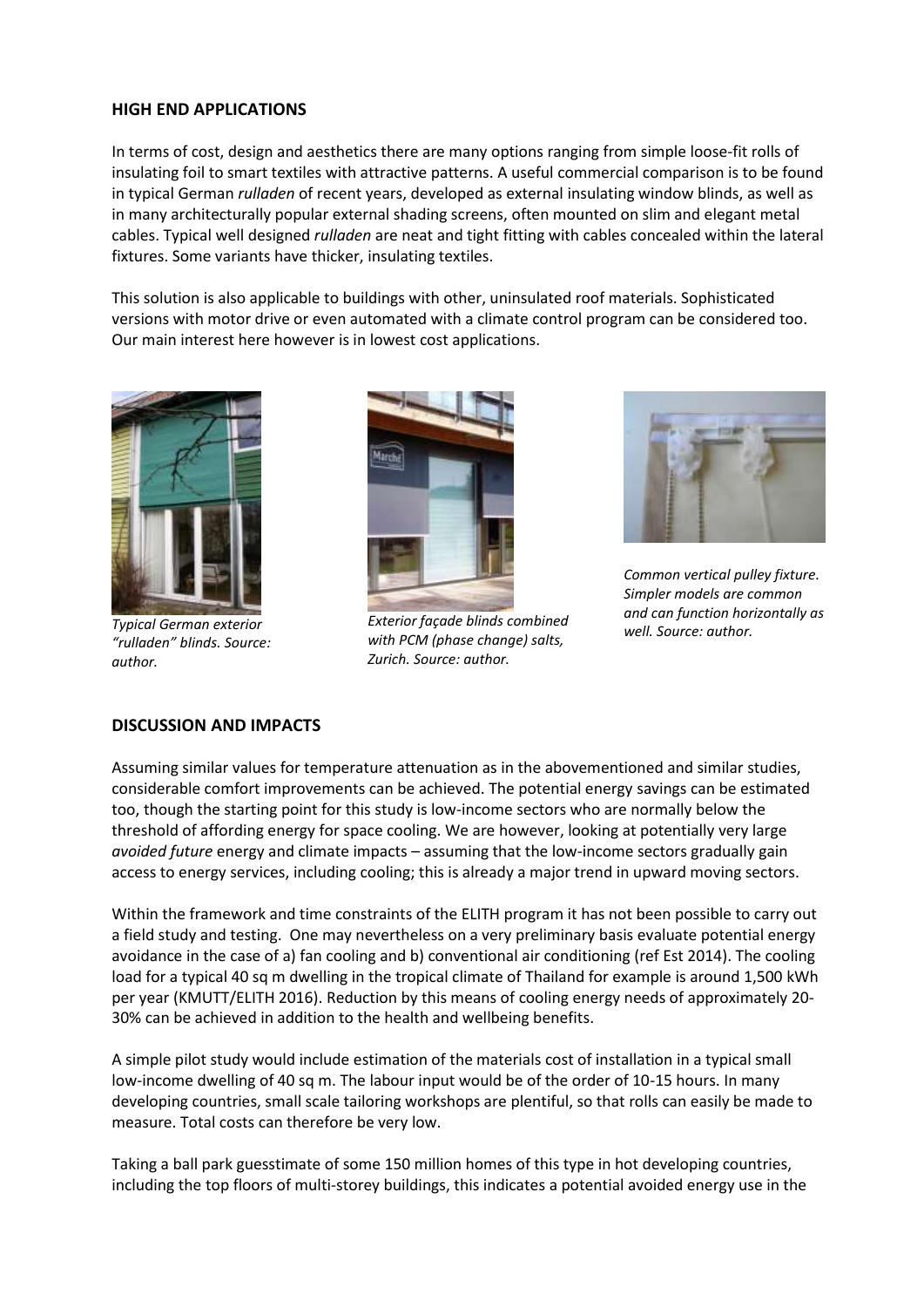## HIGH END APPLICATIONS

In terms of cost, design and aesthetics there are many options ranging from simple loose-fit rolls of insulating foil to smart textiles with attractive patterns. A useful commercial comparison is to be found in typical German *rulladen* of recent years, developed as external insulating window blinds, as well as in many architecturally popular external shading screens, often mounted on slim and elegant metal cables. Typical well designed *rulladen* are neat and tight fitting with cables concealed within the lateral fixtures. Some variants have thicker, insulating textiles.

This solution is also applicable to buildings with other, uninsulated roof materials. Sophisticated versions with motor drive or even automated with a climate control program can be considered too. Our main interest here however is in lowest cost applications.

*Typical German exterior "rulladen" blinds. Source: author.*

*Exterior façade blinds combined with PCM (phase change) salts, Zurich. Source: author.*

*Common vertical pulley fixture. Simpler models are common and can function horizontally as well. Source: author.*

## DISCUSSION AND IMPACTS

Assuming similar values for temperature attenuation as in the abovementioned and similar studies, considerable comfort improvements can be achieved. The potential energy savings can be estimated too, though the starting point for this study is low-income sectors who are normally below the threshold of affording energy for space cooling. We are however, looking at potentially very large *avoided future* energy and climate impacts – assuming that the low-income sectors gradually gain access to energy services, including cooling; this is already a major trend in upward moving sectors.

Within the framework and time constraints of the ELITH program it has not been possible to carry out a field study and testing. One may nevertheless on a very preliminary basis evaluate potential energy avoidance in the case of a) fan cooling and b) conventional air conditioning (ref Est 2014). The cooling load for a typical 40 sq m dwelling in the tropical climate of Thailand for example is around 1,500 kWh per year (KMUTT/ELITH 2016). Reduction by this means of cooling energy needs of approximately 20-30% can be achieved in addition to the health and wellbeing benefits.

A simple pilot study would include estimation of the materials cost of installation in a typical small low-income dwelling of 40 sq m. The labour input would be of the order of 10-15 hours. In many developing countries, small scale tailoring workshops are plentiful, so that rolls can easily be made to measure. Total costs can therefore be very low.

Taking a ball park guesstimate of some 150 million homes of this type in hot developing countries, including the top floors of multi-storey buildings, this indicates a potential avoided energy use in the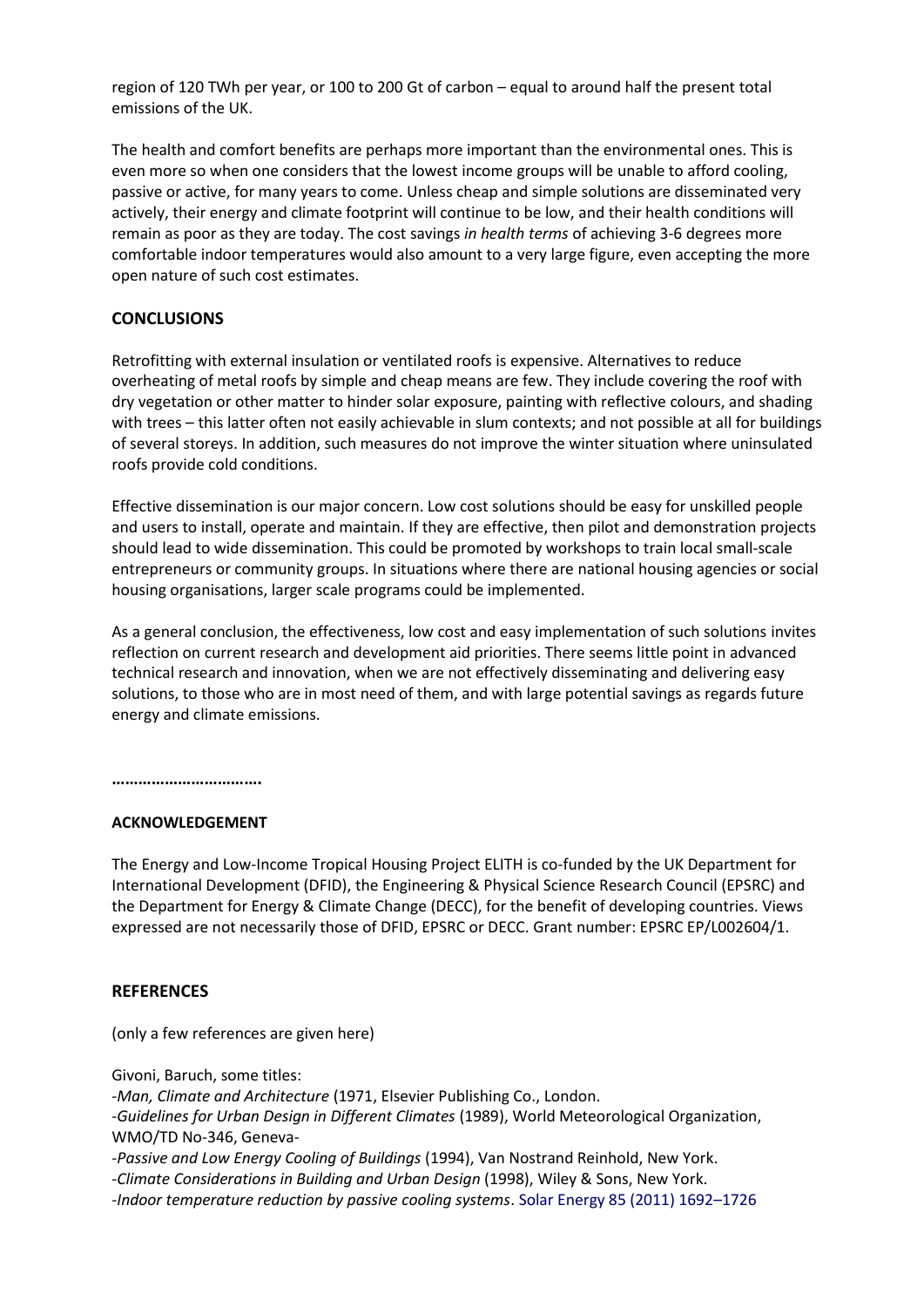region of 120 TWh per year, or 100 to 200 Gt of carbon – equal to around half the present total emissions of the UK.

The health and comfort benefits are perhaps more important than the environmental ones. This is even more so when one considers that the lowest income groups will be unable to afford cooling, passive or active, for many years to come. Unless cheap and simple solutions are disseminated very actively, their energy and climate footprint will continue to be low, and their health conditions will remain as poor as they are today. The cost savings *in health terms* of achieving 3-6 degrees more comfortable indoor temperatures would also amount to a very large figure, even accepting the more open nature of such cost estimates.

## CONCLUSIONS

Retrofitting with external insulation or ventilated roofs is expensive. Alternatives to reduce overheating of metal roofs by simple and cheap means are few. They include covering the roof with dry vegetation or other matter to hinder solar exposure, painting with reflective colours, and shading with trees – this latter often not easily achievable in slum contexts; and not possible at all for buildings of several storeys. In addition, such measures do not improve the winter situation where uninsulated roofs provide cold conditions.

Effective dissemination is our major concern. Low cost solutions should be easy for unskilled people and users to install, operate and maintain. If they are effective, then pilot and demonstration projects should lead to wide dissemination. This could be promoted by workshops to train local small-scale entrepreneurs or community groups. In situations where there are national housing agencies or social housing organisations, larger scale programs could be implemented.

As a general conclusion, the effectiveness, low cost and easy implementation of such solutions invites reflection on current research and development aid priorities. There seems little point in advanced technical research and innovation, when we are not effectively disseminating and delivering easy solutions, to those who are in most need of them, and with large potential savings as regards future energy and climate emissions.

**…………………………….**

### ACKNOWLEDGEMENT

The Energy and Low-Income Tropical Housing Project ELITH is co-funded by the UK Department for International Development (DFID), the Engineering & Physical Science Research Council (EPSRC) and the Department for Energy & Climate Change (DECC), for the benefit of developing countries. Views expressed are not necessarily those of DFID, EPSRC or DECC. Grant number: EPSRC EP/L002604/1.

## REFERENCES

(only a few references are given here)

Givoni, Baruch, some titles:

-*Man, Climate and Architecture* (1971, Elsevier Publishing Co., London.

-*Guidelines for Urban Design in Different Climates* (1989), World Meteorological Organization, WMO/TD No-346, Geneva-

-*Passive and Low Energy Cooling of Buildings* (1994), Van Nostrand Reinhold, New York.

-*Climate Considerations in Building and Urban Design* (1998), Wiley & Sons, New York.

-*Indoor temperature reduction by passive cooling systems*. Solar Energy 85 (2011) 1692–1726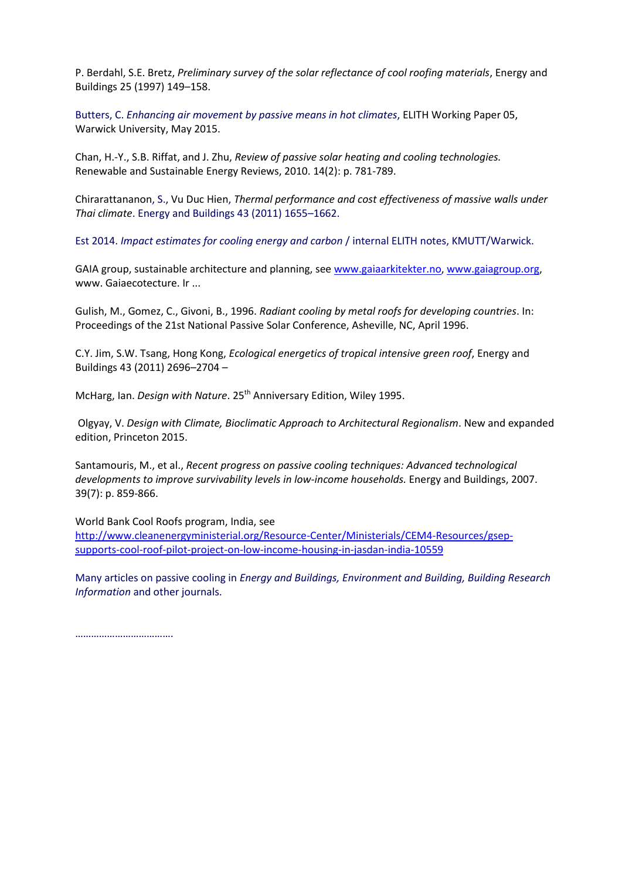P. Berdahl, S.E. Bretz, *Preliminary survey of the solar reflectance of cool roofing materials*, Energy and Buildings 25 (1997) 149–158.

Butters, C. *Enhancing air movement by passive means in hot climates*, ELITH Working Paper 05, Warwick University, May 2015.

Chan, H.-Y., S.B. Riffat, and J. Zhu, *Review of passive solar heating and cooling technologies.* Renewable and Sustainable Energy Reviews, 2010. 14(2): p. 781-789.

Chirarattananon, S., Vu Duc Hien, *Thermal performance and cost effectiveness of massive walls under Thai climate*. Energy and Buildings 43 (2011) 1655–1662.

Est 2014. *Impact estimates for cooling energy and carbon* / internal ELITH notes, KMUTT/Warwick.

GAIA group, sustainable architecture and planning, see www.gaiaarkitekter.no, www.gaiagroup.org, www. Gaiaecotecture. Ir ...

Gulish, M., Gomez, C., Givoni, B., 1996. *Radiant cooling by metal roofs for developing countries*. In: Proceedings of the 21st National Passive Solar Conference, Asheville, NC, April 1996.

C.Y. Jim, S.W. Tsang, Hong Kong, *Ecological energetics of tropical intensive green roof*, Energy and Buildings 43 (2011) 2696–2704 –

McHarg, Ian. *Design with Nature*. 25th Anniversary Edition, Wiley 1995.

Olgyay, V. *Design with Climate, Bioclimatic Approach to Architectural Regionalism*. New and expanded edition, Princeton 2015.

Santamouris, M., et al., *Recent progress on passive cooling techniques: Advanced technological developments to improve survivability levels in low-income households.* Energy and Buildings, 2007. 39(7): p. 859-866.

World Bank Cool Roofs program, India, see http://www.cleanenergyministerial.org/Resource-Center/Ministerials/CEM4-Resources/gsep-supports-cool-roof-pilot-project-on-low-income-housing-in-jasdan-india-10559

Many articles on passive cooling in *Energy and Buildings, Environment and Building, Building Research Information* and other journals.

………………………………